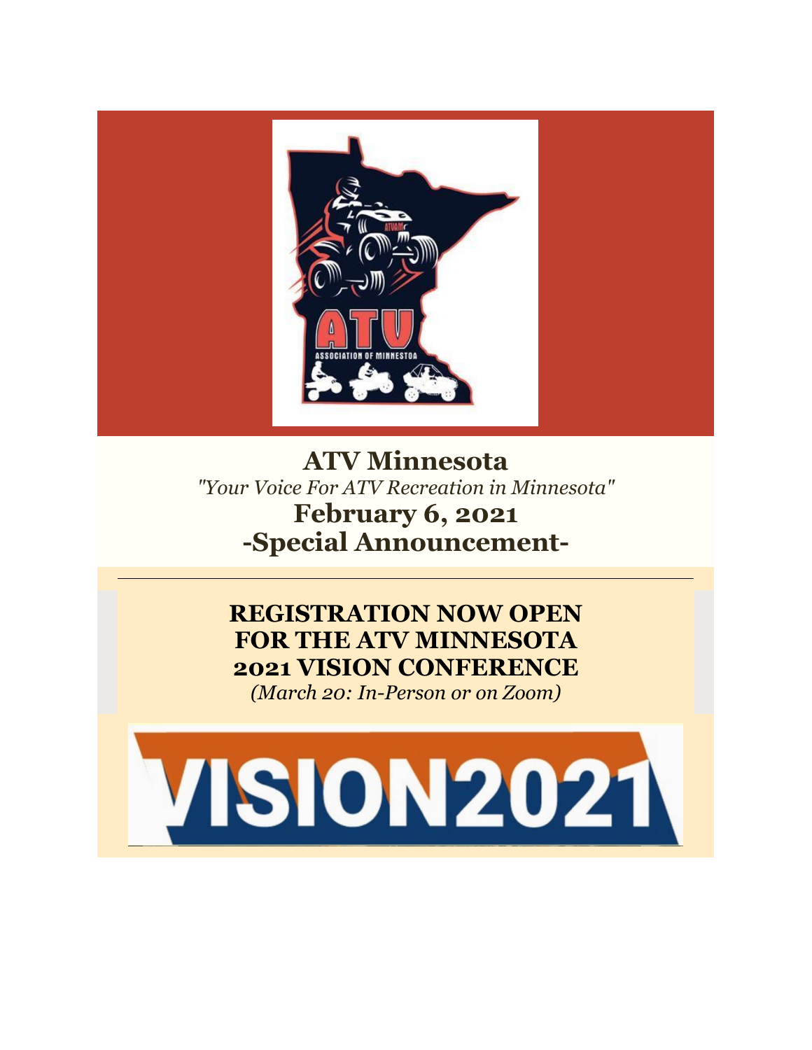# ATV Minnesota

*"Your Voice For ATV Recreation in Minnesota"*

## February 6, 2021

## -Special Announcement-

---

### REGISTRATION NOW OPEN FOR THE ATV MINNESOTA 2021 VISION CONFERENCE

*(March 20: In-Person or on Zoom)*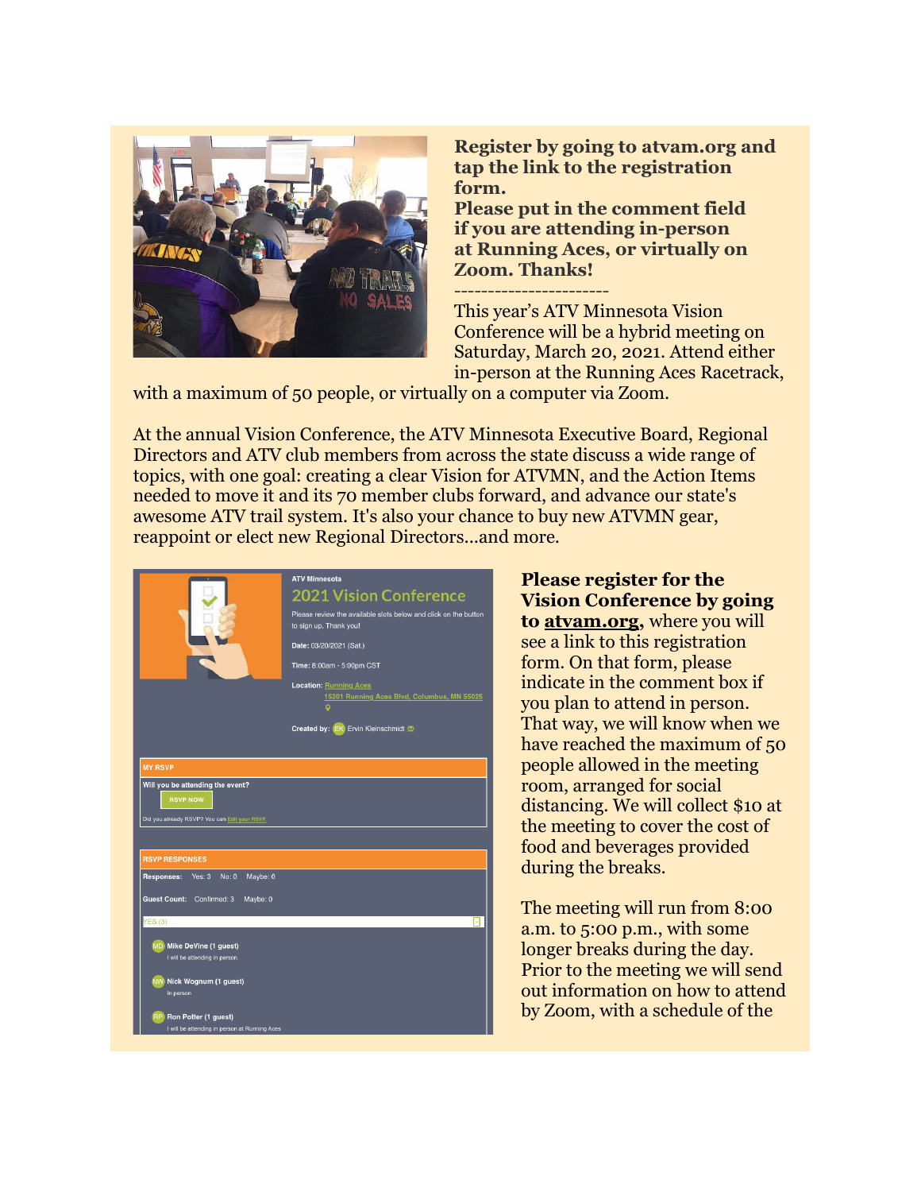**Register by going to atvam.org and tap the link to the registration form.**
**Please put in the comment field if you are attending in-person at Running Aces, or virtually on Zoom. Thanks!**

-----------------------

This year's ATV Minnesota Vision Conference will be a hybrid meeting on Saturday, March 20, 2021. Attend either in-person at the Running Aces Racetrack, with a maximum of 50 people, or virtually on a computer via Zoom.

At the annual Vision Conference, the ATV Minnesota Executive Board, Regional Directors and ATV club members from across the state discuss a wide range of topics, with one goal: creating a clear Vision for ATVMN, and the Action Items needed to move it and its 70 member clubs forward, and advance our state's awesome ATV trail system. It's also your chance to buy new ATVMN gear, reappoint or elect new Regional Directors...and more.

**Please register for the Vision Conference by going to atvam.org**, where you will see a link to this registration form. On that form, please indicate in the comment box if you plan to attend in person. That way, we will know when we have reached the maximum of 50 people allowed in the meeting room, arranged for social distancing. We will collect $10 at the meeting to cover the cost of food and beverages provided during the breaks.

The meeting will run from 8:00 a.m. to 5:00 p.m., with some longer breaks during the day. Prior to the meeting we will send out information on how to attend by Zoom, with a schedule of the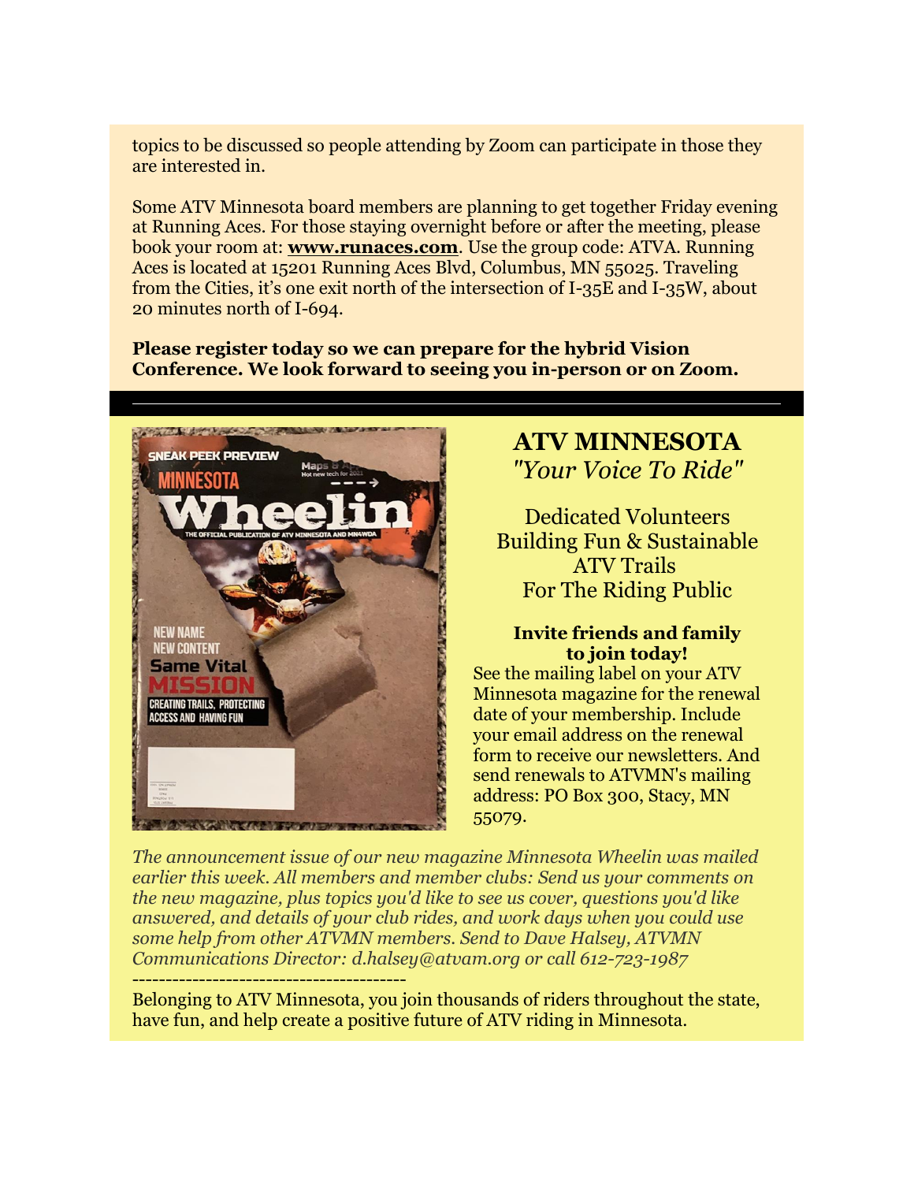topics to be discussed so people attending by Zoom can participate in those they are interested in.

Some ATV Minnesota board members are planning to get together Friday evening at Running Aces. For those staying overnight before or after the meeting, please book your room at: **www.runaces.com**. Use the group code: ATVA. Running Aces is located at 15201 Running Aces Blvd, Columbus, MN 55025. Traveling from the Cities, it's one exit north of the intersection of I-35E and I-35W, about 20 minutes north of I-694.

**Please register today so we can prepare for the hybrid Vision Conference. We look forward to seeing you in-person or on Zoom.**

---

## ATV MINNESOTA

*"Your Voice To Ride"*

Dedicated Volunteers
Building Fun & Sustainable
ATV Trails
For The Riding Public

**Invite friends and family to join today!**

See the mailing label on your ATV Minnesota magazine for the renewal date of your membership. Include your email address on the renewal form to receive our newsletters. And send renewals to ATVMN's mailing address: PO Box 300, Stacy, MN 55079.

*The announcement issue of our new magazine Minnesota Wheelin was mailed earlier this week. All members and member clubs: Send us your comments on the new magazine, plus topics you'd like to see us cover, questions you'd like answered, and details of your club rides, and work days when you could use some help from other ATVMN members. Send to Dave Halsey, ATVMN Communications Director: d.halsey@atvam.org or call 612-723-1987*

----------------------------------------

Belonging to ATV Minnesota, you join thousands of riders throughout the state, have fun, and help create a positive future of ATV riding in Minnesota.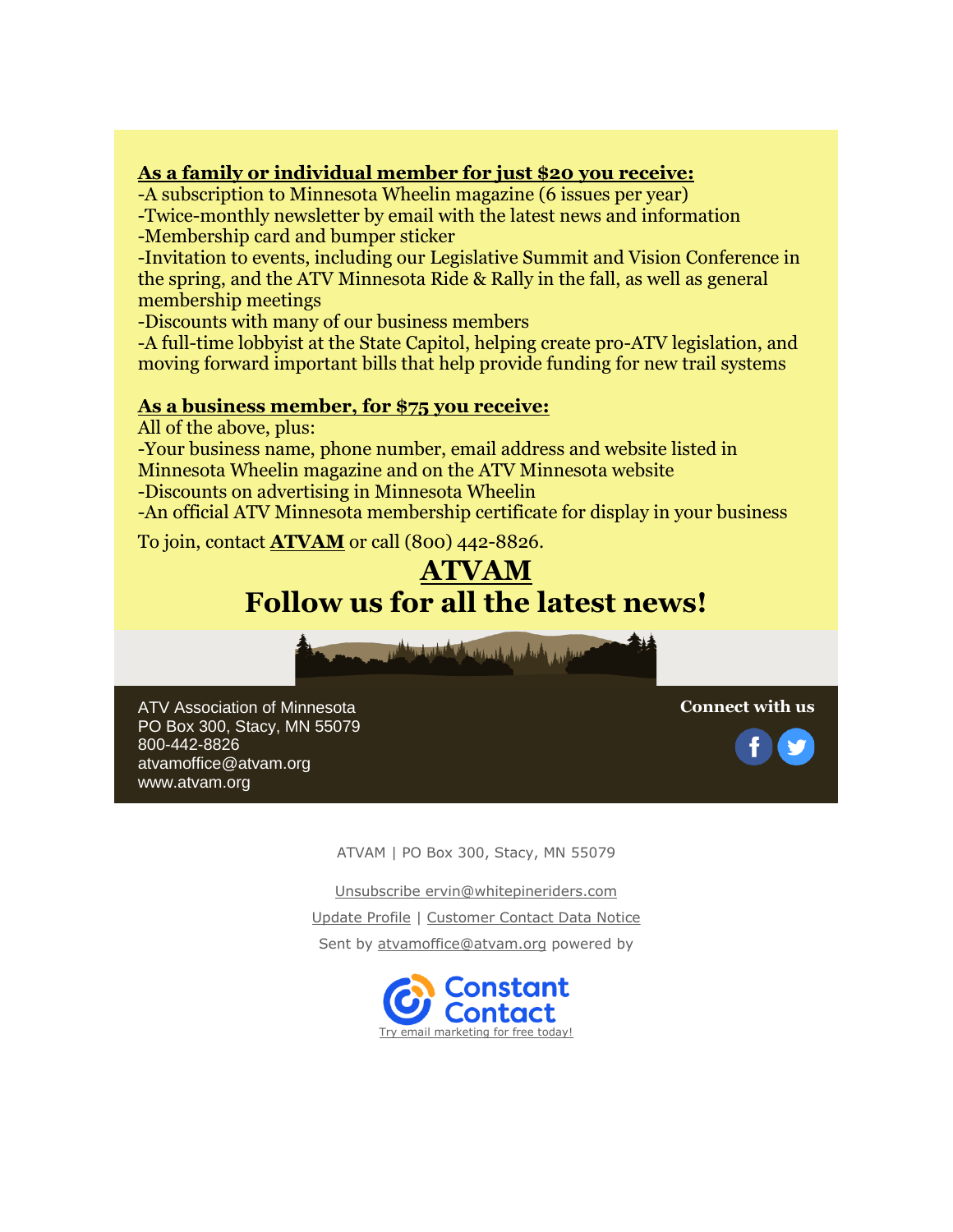**As a family or individual member for just $20 you receive:**

-A subscription to Minnesota Wheelin magazine (6 issues per year)
-Twice-monthly newsletter by email with the latest news and information
-Membership card and bumper sticker
-Invitation to events, including our Legislative Summit and Vision Conference in the spring, and the ATV Minnesota Ride & Rally in the fall, as well as general membership meetings
-Discounts with many of our business members
-A full-time lobbyist at the State Capitol, helping create pro-ATV legislation, and moving forward important bills that help provide funding for new trail systems

**As a business member, for $75 you receive:**

All of the above, plus:
-Your business name, phone number, email address and website listed in Minnesota Wheelin magazine and on the ATV Minnesota website
-Discounts on advertising in Minnesota Wheelin
-An official ATV Minnesota membership certificate for display in your business

To join, contact **ATVAM** or call (800) 442-8826.

## ATVAM

## Follow us for all the latest news!

ATV Association of Minnesota
PO Box 300, Stacy, MN 55079
800-442-8826
atvamoffice@atvam.org
www.atvam.org

**Connect with us**

ATVAM | PO Box 300, Stacy, MN 55079

Unsubscribe ervin@whitepineriders.com

Update Profile | Customer Contact Data Notice

Sent by atvamoffice@atvam.org powered by

Constant Contact

Try email marketing for free today!